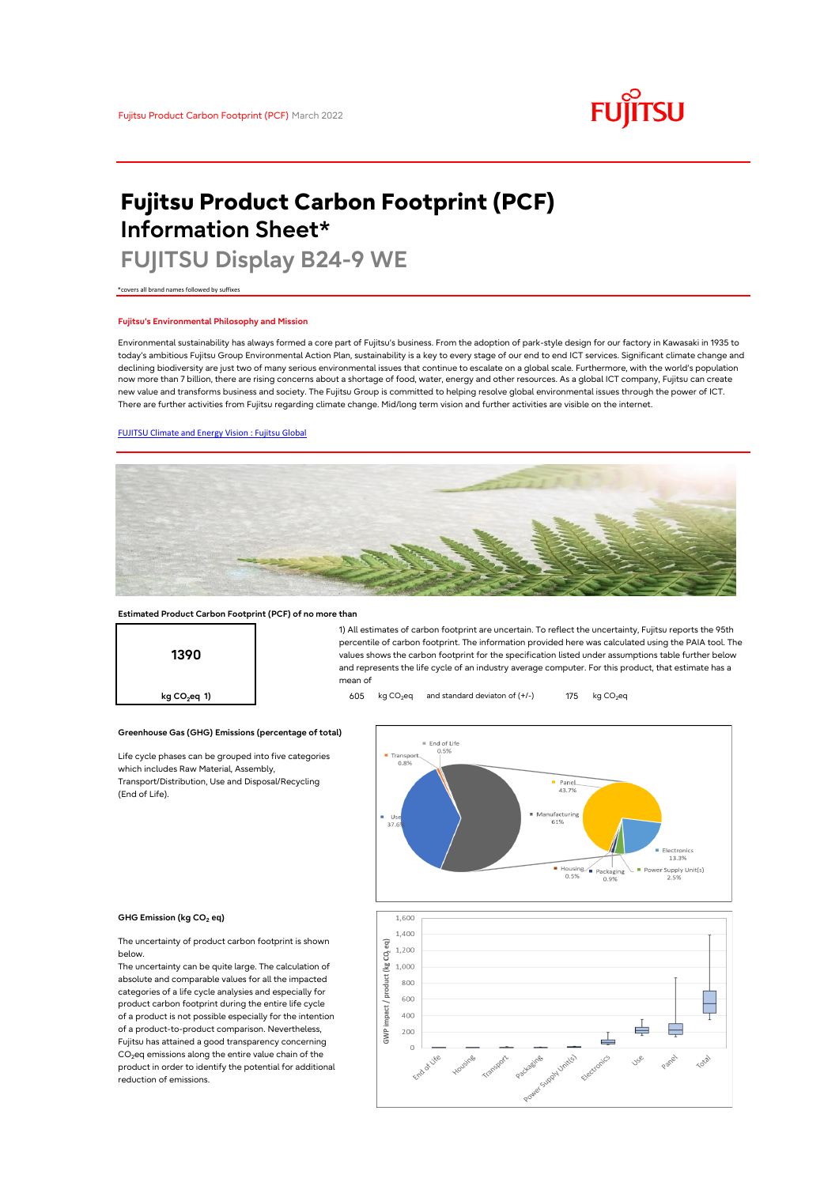Fujitsu Product Carbon Footprint (PCF) March 2022

# Fujitsu Product Carbon Footprint (PCF) Information Sheet*

## FUJITSU Display B24-9 WE

*covers all brand names followed by suffixes

### Fujitsu's Environmental Philosophy and Mission

Environmental sustainability has always formed a core part of Fujitsu's business. From the adoption of park-style design for our factory in Kawasaki in 1935 to today's ambitious Fujitsu Group Environmental Action Plan, sustainability is a key to every stage of our end to end ICT services. Significant climate change and declining biodiversity are just two of many serious environmental issues that continue to escalate on a global scale. Furthermore, with the world's population now more than 7 billion, there are rising concerns about a shortage of food, water, energy and other resources. As a global ICT company, Fujitsu can create new value and transforms business and society. The Fujitsu Group is committed to helping resolve global environmental issues through the power of ICT. There are further activities from Fujitsu regarding climate change. Mid/long term vision and further activities are visible on the internet.

[FUJITSU Climate and Energy Vision : Fujitsu Global](FUJITSU Climate and Energy Vision : Fujitsu Global)

### Estimated Product Carbon Footprint (PCF) of no more than

**1390**

**kg $CO_2$eq 1)**

1) All estimates of carbon footprint are uncertain. To reflect the uncertainty, Fujitsu reports the 95th percentile of carbon footprint. The information provided here was calculated using the PAIA tool. The values shows the carbon footprint for the specification listed under assumptions table further below and represents the life cycle of an industry average computer. For this product, that estimate has a mean of

605 kg $CO_2$eq and standard deviaton of (+/-) 175 kg $CO_2$eq

### Greenhouse Gas (GHG) Emissions (percentage of total)

Life cycle phases can be grouped into five categories which includes Raw Material, Assembly, Transport/Distribution, Use and Disposal/Recycling (End of Life).

End of Life 0.5%; Transport 0.8%; Use 37.6%; Manufacturing 61%; Panel 43.7%; Electronics 13.3%; Power Supply Unit(s) 2.5%; Packaging 0.9%; Housing 0.5%

### GHG Emission (kg $CO_2$ eq)

The uncertainty of product carbon footprint is shown below.

The uncertainty can be quite large. The calculation of absolute and comparable values for all the impacted categories of a life cycle analysies and especially for product carbon footprint during the entire life cycle of a product is not possible especially for the intention of a product-to-product comparison. Nevertheless, Fujitsu has attained a good transparency concerning $CO_2$eq emissions along the entire value chain of the product in order to identify the potential for additional reduction of emissions.

GWP impact / product (kg $CO_2$ eq): End of Life, Housing, Transport, Packaging, Power Supply Unit(s), Electronics, Use, Panel, Total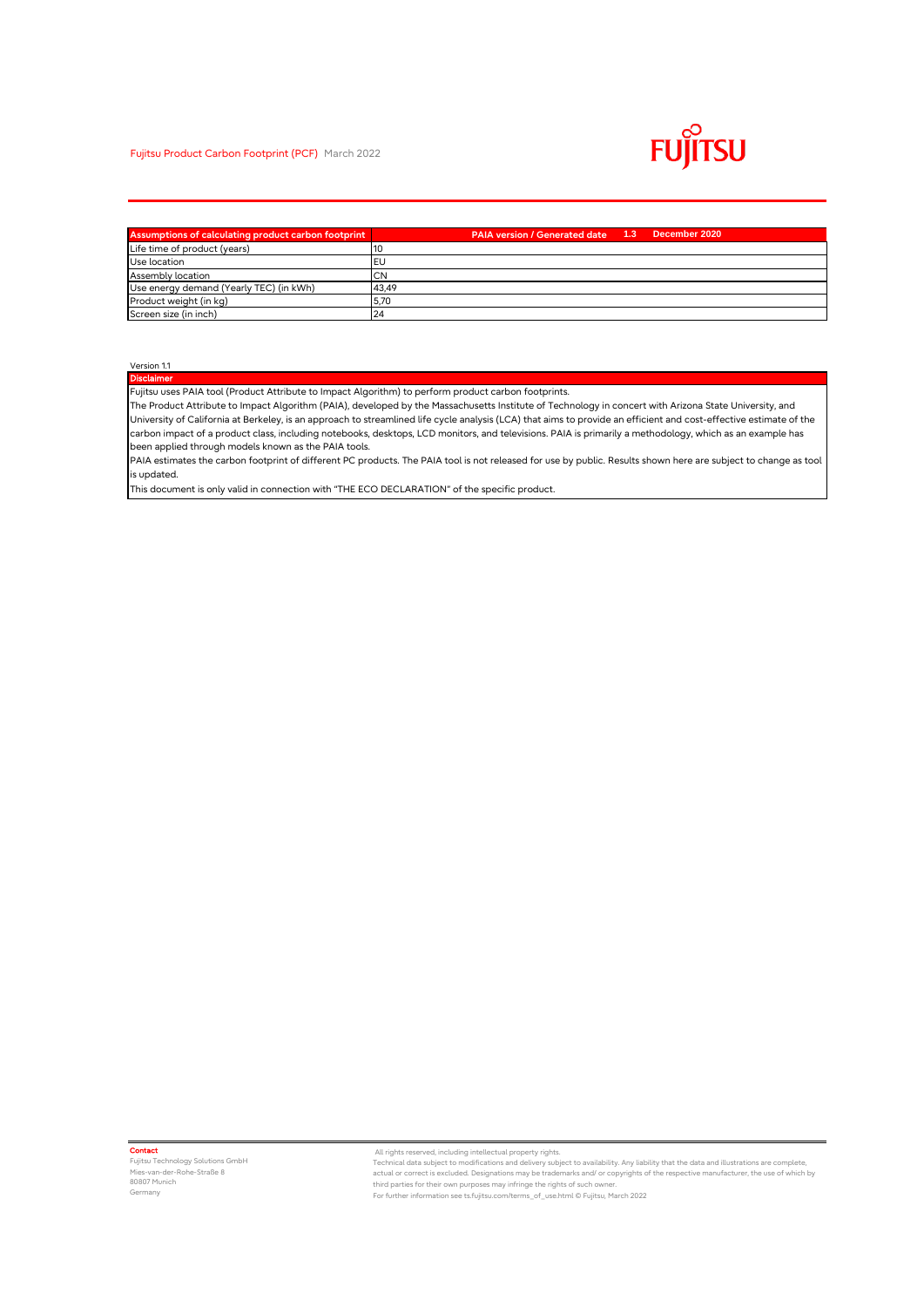| Assumptions of calculating product carbon footprint | PAIA version / Generated date 1.3 December 2020 |
| --- | --- |
| Life time of product (years) | 10 |
| Use location | EU |
| Assembly location | CN |
| Use energy demand (Yearly TEC) (in kWh) | 43,49 |
| Product weight (in kg) | 5,70 |
| Screen size (in inch) | 24 |

Version 1.1

**Disclaimer**

Fujitsu uses PAIA tool (Product Attribute to Impact Algorithm) to perform product carbon footprints.

The Product Attribute to Impact Algorithm (PAIA), developed by the Massachusetts Institute of Technology in concert with Arizona State University, and University of California at Berkeley, is an approach to streamlined life cycle analysis (LCA) that aims to provide an efficient and cost-effective estimate of the carbon impact of a product class, including notebooks, desktops, LCD monitors, and televisions. PAIA is primarily a methodology, which as an example has been applied through models known as the PAIA tools.

PAIA estimates the carbon footprint of different PC products. The PAIA tool is not released for use by public. Results shown here are subject to change as tool is updated.

This document is only valid in connection with "THE ECO DECLARATION" of the specific product.

**Contact**
Fujitsu Technology Solutions GmbH
Mies-van-der-Rohe-Straße 8
80807 Munich
Germany

All rights reserved, including intellectual property rights.
Technical data subject to modifications and delivery subject to availability. Any liability that the data and illustrations are complete, actual or correct is excluded. Designations may be trademarks and/ or copyrights of the respective manufacturer, the use of which by third parties for their own purposes may infringe the rights of such owner.
For further information see ts.fujitsu.com/terms_of_use.html © Fujitsu, March 2022